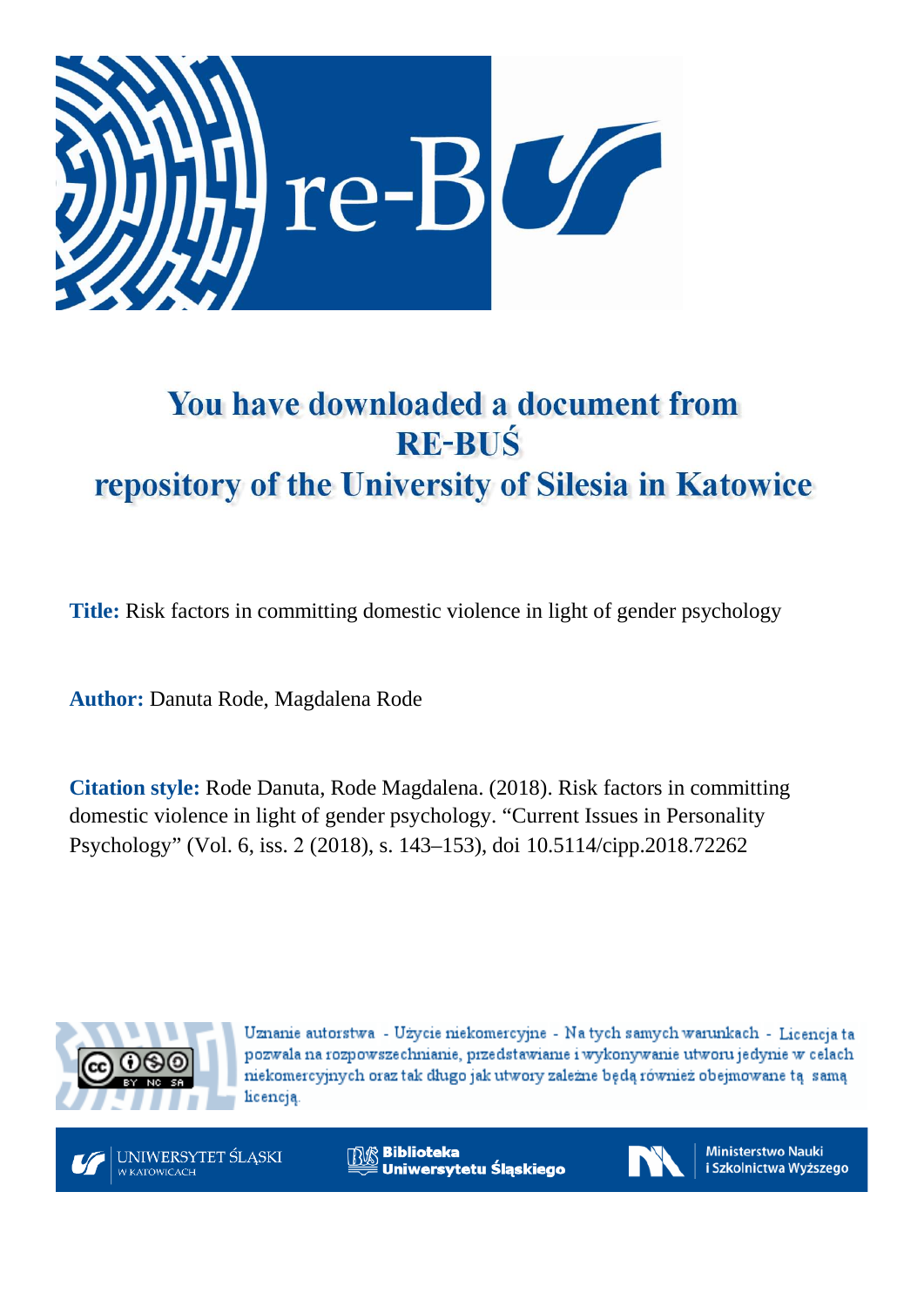# You have downloaded a document from RE-BUŚ repository of the University of Silesia in Katowice

**Title:** Risk factors in committing domestic violence in light of gender psychology

**Author:** Danuta Rode, Magdalena Rode

**Citation style:** Rode Danuta, Rode Magdalena. (2018). Risk factors in committing domestic violence in light of gender psychology. "Current Issues in Personality Psychology" (Vol. 6, iss. 2 (2018), s. 143–153), doi 10.5114/cipp.2018.72262

Uznanie autorstwa - Użycie niekomercyjne - Na tych samych warunkach - Licencja ta pozwala na rozpowszechnianie, przedstawianie i wykonywanie utworu jedynie w celach niekomercyjnych oraz tak długo jak utwory zależne będą również obejmowane tą samą licencją.

UNIWERSYTET ŚLĄSKI W KATOWICACH

Biblioteka Uniwersytetu Śląskiego

Ministerstwo Nauki i Szkolnictwa Wyższego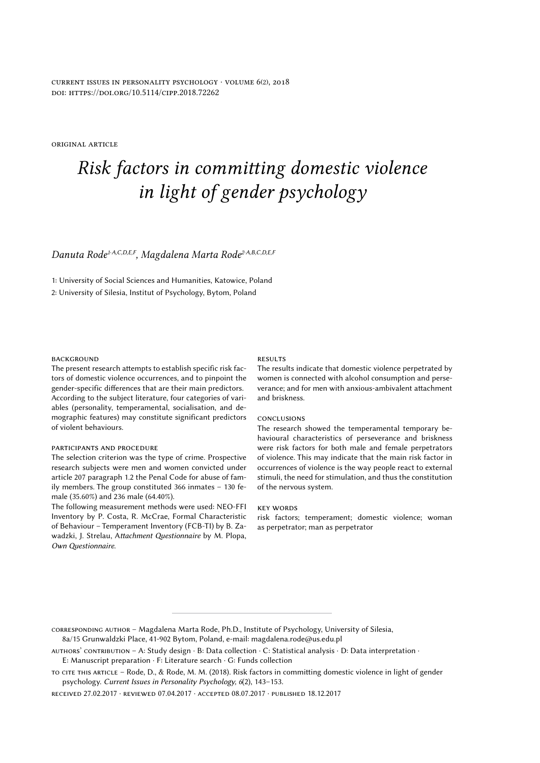original article

# *Risk factors in committing domestic violence in light of gender psychology*

*Danuta Rode*[1·A,C,D,E,F], *Magdalena Marta Rode*[2·A,B,C,D,E,F]

1: University of Social Sciences and Humanities, Katowice, Poland

2: University of Silesia, Institut of Psychology, Bytom, Poland

### background

The present research attempts to establish specific risk factors of domestic violence occurrences, and to pinpoint the gender-specific differences that are their main predictors. According to the subject literature, four categories of variables (personality, temperamental, socialisation, and demographic features) may constitute significant predictors of violent behaviours.

### participants and procedure

The selection criterion was the type of crime. Prospective research subjects were men and women convicted under article 207 paragraph 1.2 the Penal Code for abuse of family members. The group constituted 366 inmates – 130 female (35.60%) and 236 male (64.40%).

The following measurement methods were used: NEO-FFI Inventory by P. Costa, R. McCrae, Formal Characteristic of Behaviour – Temperament Inventory (FCB-TI) by B. Zawadzki, J. Strelau, A*ttachment Questionnaire* by M. Plopa, *Own Questionnaire.*

### results

The results indicate that domestic violence perpetrated by women is connected with alcohol consumption and perseverance; and for men with anxious-ambivalent attachment and briskness.

### conclusions

The research showed the temperamental temporary behavioural characteristics of perseverance and briskness were risk factors for both male and female perpetrators of violence. This may indicate that the main risk factor in occurrences of violence is the way people react to external stimuli, the need for stimulation, and thus the constitution of the nervous system.

### key words

risk factors; temperament; domestic violence; woman as perpetrator; man as perpetrator

---

corresponding author – Magdalena Marta Rode, Ph.D., Institute of Psychology, University of Silesia, 8a/15 Grunwaldzki Place, 41-902 Bytom, Poland, e-mail: magdalena.rode@us.edu.pl

authors' contribution – A: Study design · B: Data collection · C: Statistical analysis · D: Data interpretation · E: Manuscript preparation · F: Literature search · G: Funds collection

to cite this article – Rode, D., & Rode, M. M. (2018). Risk factors in committing domestic violence in light of gender psychology. *Current Issues in Personality Psychology, 6*(2), 143–153.

received 27.02.2017 · reviewed 07.04.2017 · accepted 08.07.2017 · published 18.12.2017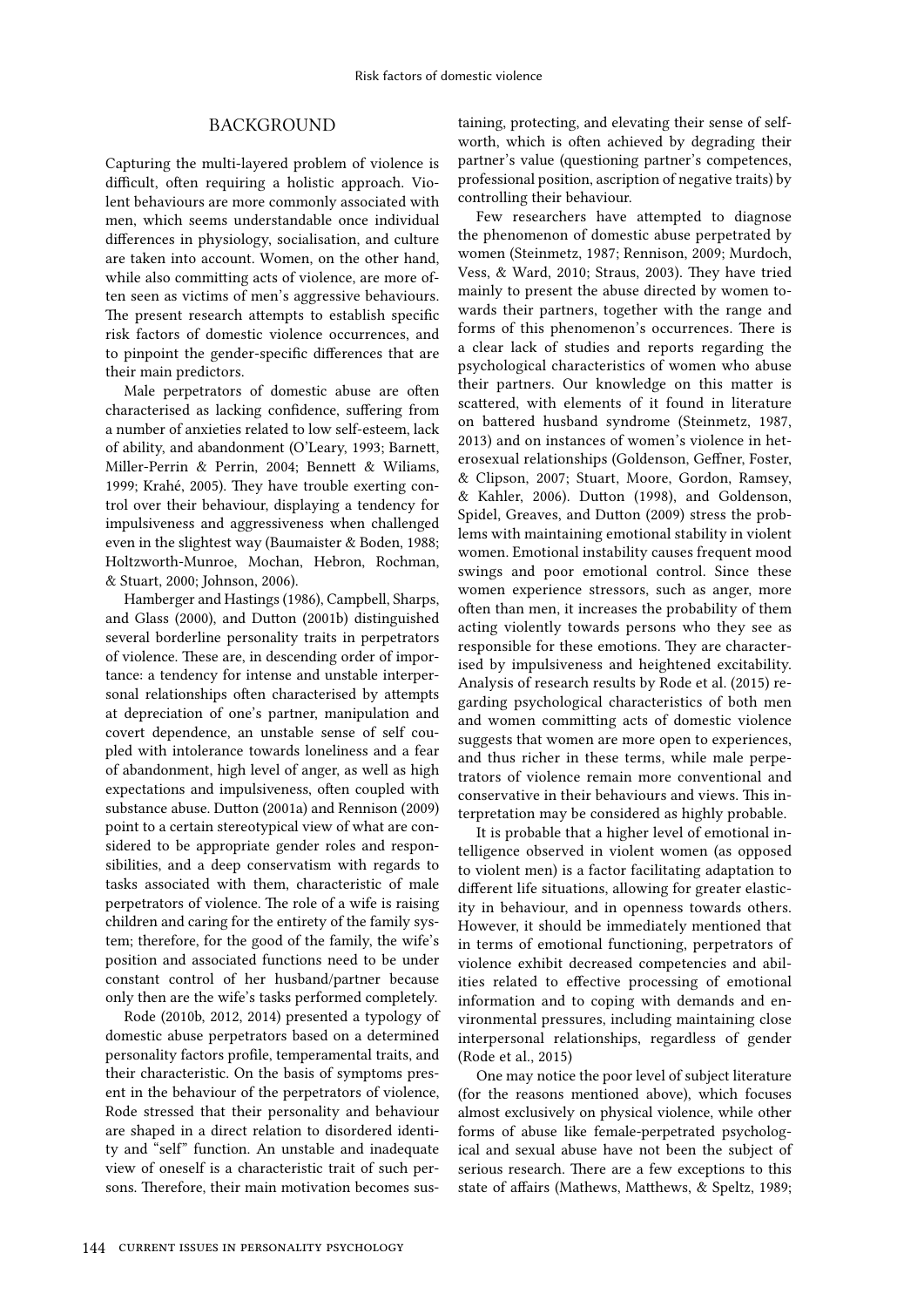## BACKGROUND

Capturing the multi-layered problem of violence is difficult, often requiring a holistic approach. Violent behaviours are more commonly associated with men, which seems understandable once individual differences in physiology, socialisation, and culture are taken into account. Women, on the other hand, while also committing acts of violence, are more often seen as victims of men's aggressive behaviours. The present research attempts to establish specific risk factors of domestic violence occurrences, and to pinpoint the gender-specific differences that are their main predictors.

Male perpetrators of domestic abuse are often characterised as lacking confidence, suffering from a number of anxieties related to low self-esteem, lack of ability, and abandonment (O'Leary, 1993; Barnett, Miller-Perrin & Perrin, 2004; Bennett & Wiliams, 1999; Krahé, 2005). They have trouble exerting control over their behaviour, displaying a tendency for impulsiveness and aggressiveness when challenged even in the slightest way (Baumaister & Boden, 1988; Holtzworth-Munroe, Mochan, Hebron, Rochman, & Stuart, 2000; Johnson, 2006).

Hamberger and Hastings (1986), Campbell, Sharps, and Glass (2000), and Dutton (2001b) distinguished several borderline personality traits in perpetrators of violence. These are, in descending order of importance: a tendency for intense and unstable interpersonal relationships often characterised by attempts at depreciation of one's partner, manipulation and covert dependence, an unstable sense of self coupled with intolerance towards loneliness and a fear of abandonment, high level of anger, as well as high expectations and impulsiveness, often coupled with substance abuse. Dutton (2001a) and Rennison (2009) point to a certain stereotypical view of what are considered to be appropriate gender roles and responsibilities, and a deep conservatism with regards to tasks associated with them, characteristic of male perpetrators of violence. The role of a wife is raising children and caring for the entirety of the family system; therefore, for the good of the family, the wife's position and associated functions need to be under constant control of her husband/partner because only then are the wife's tasks performed completely.

Rode (2010b, 2012, 2014) presented a typology of domestic abuse perpetrators based on a determined personality factors profile, temperamental traits, and their characteristic. On the basis of symptoms present in the behaviour of the perpetrators of violence, Rode stressed that their personality and behaviour are shaped in a direct relation to disordered identity and "self" function. An unstable and inadequate view of oneself is a characteristic trait of such persons. Therefore, their main motivation becomes sustaining, protecting, and elevating their sense of self-worth, which is often achieved by degrading their partner's value (questioning partner's competences, professional position, ascription of negative traits) by controlling their behaviour.

Few researchers have attempted to diagnose the phenomenon of domestic abuse perpetrated by women (Steinmetz, 1987; Rennison, 2009; Murdoch, Vess, & Ward, 2010; Straus, 2003). They have tried mainly to present the abuse directed by women towards their partners, together with the range and forms of this phenomenon's occurrences. There is a clear lack of studies and reports regarding the psychological characteristics of women who abuse their partners. Our knowledge on this matter is scattered, with elements of it found in literature on battered husband syndrome (Steinmetz, 1987, 2013) and on instances of women's violence in heterosexual relationships (Goldenson, Geffner, Foster, & Clipson, 2007; Stuart, Moore, Gordon, Ramsey, & Kahler, 2006). Dutton (1998), and Goldenson, Spidel, Greaves, and Dutton (2009) stress the problems with maintaining emotional stability in violent women. Emotional instability causes frequent mood swings and poor emotional control. Since these women experience stressors, such as anger, more often than men, it increases the probability of them acting violently towards persons who they see as responsible for these emotions. They are characterised by impulsiveness and heightened excitability. Analysis of research results by Rode et al. (2015) regarding psychological characteristics of both men and women committing acts of domestic violence suggests that women are more open to experiences, and thus richer in these terms, while male perpetrators of violence remain more conventional and conservative in their behaviours and views. This interpretation may be considered as highly probable.

It is probable that a higher level of emotional intelligence observed in violent women (as opposed to violent men) is a factor facilitating adaptation to different life situations, allowing for greater elasticity in behaviour, and in openness towards others. However, it should be immediately mentioned that in terms of emotional functioning, perpetrators of violence exhibit decreased competencies and abilities related to effective processing of emotional information and to coping with demands and environmental pressures, including maintaining close interpersonal relationships, regardless of gender (Rode et al., 2015)

One may notice the poor level of subject literature (for the reasons mentioned above), which focuses almost exclusively on physical violence, while other forms of abuse like female-perpetrated psychological and sexual abuse have not been the subject of serious research. There are a few exceptions to this state of affairs (Mathews, Matthews, & Speltz, 1989;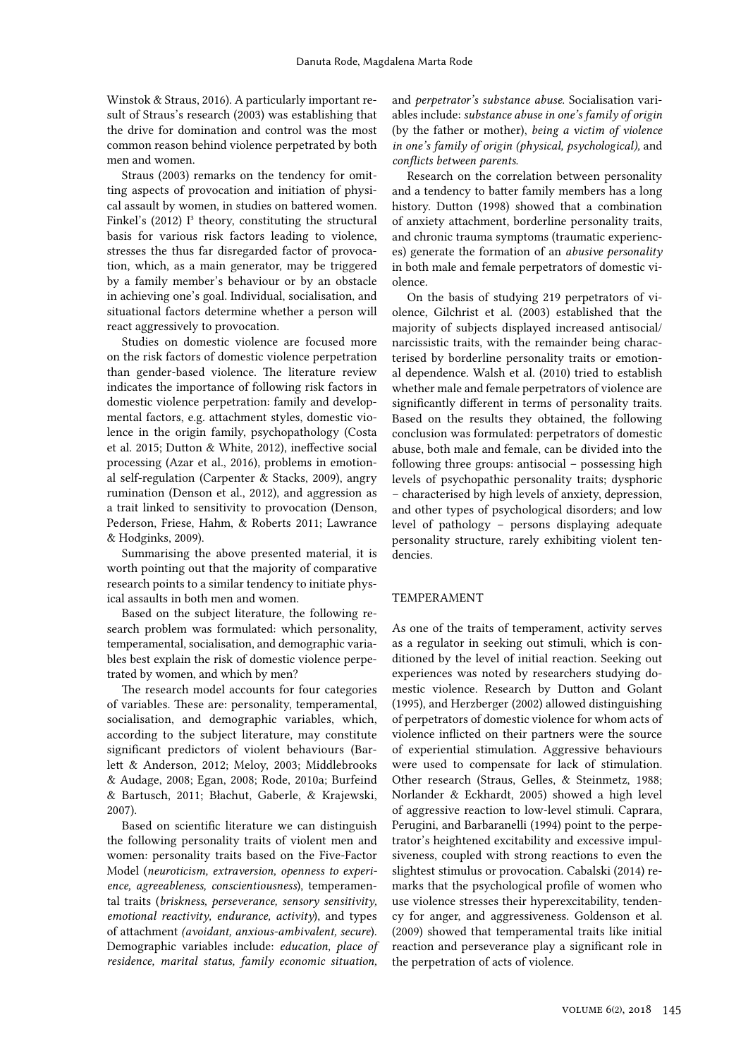Winstok & Straus, 2016). A particularly important result of Straus's research (2003) was establishing that the drive for domination and control was the most common reason behind violence perpetrated by both men and women.

Straus (2003) remarks on the tendency for omitting aspects of provocation and initiation of physical assault by women, in studies on battered women. Finkel's (2012) I[3] theory, constituting the structural basis for various risk factors leading to violence, stresses the thus far disregarded factor of provocation, which, as a main generator, may be triggered by a family member's behaviour or by an obstacle in achieving one's goal. Individual, socialisation, and situational factors determine whether a person will react aggressively to provocation.

Studies on domestic violence are focused more on the risk factors of domestic violence perpetration than gender-based violence. The literature review indicates the importance of following risk factors in domestic violence perpetration: family and developmental factors, e.g. attachment styles, domestic violence in the origin family, psychopathology (Costa et al. 2015; Dutton & White, 2012), ineffective social processing (Azar et al., 2016), problems in emotional self-regulation (Carpenter & Stacks, 2009), angry rumination (Denson et al., 2012), and aggression as a trait linked to sensitivity to provocation (Denson, Pederson, Friese, Hahm, & Roberts 2011; Lawrance & Hodginks, 2009).

Summarising the above presented material, it is worth pointing out that the majority of comparative research points to a similar tendency to initiate physical assaults in both men and women.

Based on the subject literature, the following research problem was formulated: which personality, temperamental, socialisation, and demographic variables best explain the risk of domestic violence perpetrated by women, and which by men?

The research model accounts for four categories of variables. These are: personality, temperamental, socialisation, and demographic variables, which, according to the subject literature, may constitute significant predictors of violent behaviours (Barlett & Anderson, 2012; Meloy, 2003; Middlebrooks & Audage, 2008; Egan, 2008; Rode, 2010a; Burfeind & Bartusch, 2011; Błachut, Gaberle, & Krajewski, 2007).

Based on scientific literature we can distinguish the following personality traits of violent men and women: personality traits based on the Five-Factor Model (*neuroticism, extraversion, openness to experience, agreeableness, conscientiousness*), temperamental traits (*briskness, perseverance, sensory sensitivity, emotional reactivity, endurance, activity*), and types of attachment *(avoidant, anxious-ambivalent, secure*). Demographic variables include: *education, place of residence, marital status, family economic situation,* and *perpetrator's substance abuse*. Socialisation variables include: *substance abuse in one's family of origin* (by the father or mother), *being a victim of violence in one's family of origin (physical, psychological),* and *conflicts between parents*.

Research on the correlation between personality and a tendency to batter family members has a long history. Dutton (1998) showed that a combination of anxiety attachment, borderline personality traits, and chronic trauma symptoms (traumatic experiences) generate the formation of an *abusive personality* in both male and female perpetrators of domestic violence.

On the basis of studying 219 perpetrators of violence, Gilchrist et al. (2003) established that the majority of subjects displayed increased antisocial/narcissistic traits, with the remainder being characterised by borderline personality traits or emotional dependence. Walsh et al. (2010) tried to establish whether male and female perpetrators of violence are significantly different in terms of personality traits. Based on the results they obtained, the following conclusion was formulated: perpetrators of domestic abuse, both male and female, can be divided into the following three groups: antisocial – possessing high levels of psychopathic personality traits; dysphoric – characterised by high levels of anxiety, depression, and other types of psychological disorders; and low level of pathology – persons displaying adequate personality structure, rarely exhibiting violent tendencies.

## TEMPERAMENT

As one of the traits of temperament, activity serves as a regulator in seeking out stimuli, which is conditioned by the level of initial reaction. Seeking out experiences was noted by researchers studying domestic violence. Research by Dutton and Golant (1995), and Herzberger (2002) allowed distinguishing of perpetrators of domestic violence for whom acts of violence inflicted on their partners were the source of experiential stimulation. Aggressive behaviours were used to compensate for lack of stimulation. Other research (Straus, Gelles, & Steinmetz, 1988; Norlander & Eckhardt, 2005) showed a high level of aggressive reaction to low-level stimuli. Caprara, Perugini, and Barbaranelli (1994) point to the perpetrator's heightened excitability and excessive impulsiveness, coupled with strong reactions to even the slightest stimulus or provocation. Cabalski (2014) remarks that the psychological profile of women who use violence stresses their hyperexcitability, tendency for anger, and aggressiveness. Goldenson et al. (2009) showed that temperamental traits like initial reaction and perseverance play a significant role in the perpetration of acts of violence.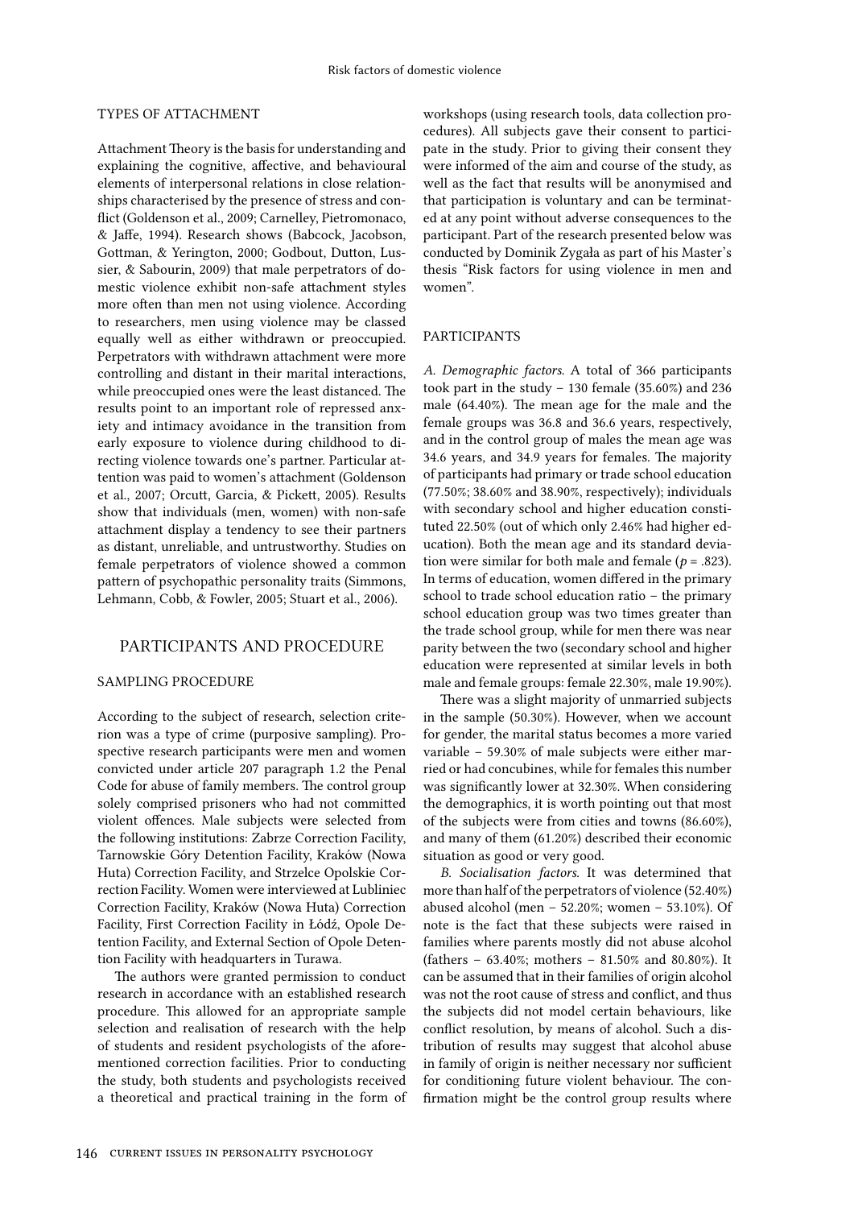### TYPES OF ATTACHMENT

Attachment Theory is the basis for understanding and explaining the cognitive, affective, and behavioural elements of interpersonal relations in close relationships characterised by the presence of stress and conflict (Goldenson et al., 2009; Carnelley, Pietromonaco, & Jaffe, 1994). Research shows (Babcock, Jacobson, Gottman, & Yerington, 2000; Godbout, Dutton, Lussier, & Sabourin, 2009) that male perpetrators of domestic violence exhibit non-safe attachment styles more often than men not using violence. According to researchers, men using violence may be classed equally well as either withdrawn or preoccupied. Perpetrators with withdrawn attachment were more controlling and distant in their marital interactions, while preoccupied ones were the least distanced. The results point to an important role of repressed anxiety and intimacy avoidance in the transition from early exposure to violence during childhood to directing violence towards one's partner. Particular attention was paid to women's attachment (Goldenson et al., 2007; Orcutt, Garcia, & Pickett, 2005). Results show that individuals (men, women) with non-safe attachment display a tendency to see their partners as distant, unreliable, and untrustworthy. Studies on female perpetrators of violence showed a common pattern of psychopathic personality traits (Simmons, Lehmann, Cobb, & Fowler, 2005; Stuart et al., 2006).

## PARTICIPANTS AND PROCEDURE

### SAMPLING PROCEDURE

According to the subject of research, selection criterion was a type of crime (purposive sampling). Prospective research participants were men and women convicted under article 207 paragraph 1.2 the Penal Code for abuse of family members. The control group solely comprised prisoners who had not committed violent offences. Male subjects were selected from the following institutions: Zabrze Correction Facility, Tarnowskie Góry Detention Facility, Kraków (Nowa Huta) Correction Facility, and Strzelce Opolskie Correction Facility. Women were interviewed at Lubliniec Correction Facility, Kraków (Nowa Huta) Correction Facility, First Correction Facility in Łódź, Opole Detention Facility, and External Section of Opole Detention Facility with headquarters in Turawa.

The authors were granted permission to conduct research in accordance with an established research procedure. This allowed for an appropriate sample selection and realisation of research with the help of students and resident psychologists of the aforementioned correction facilities. Prior to conducting the study, both students and psychologists received a theoretical and practical training in the form of workshops (using research tools, data collection procedures). All subjects gave their consent to participate in the study. Prior to giving their consent they were informed of the aim and course of the study, as well as the fact that results will be anonymised and that participation is voluntary and can be terminated at any point without adverse consequences to the participant. Part of the research presented below was conducted by Dominik Zygała as part of his Master's thesis "Risk factors for using violence in men and women".

### PARTICIPANTS

*A. Demographic factors.* A total of 366 participants took part in the study – 130 female (35.60%) and 236 male (64.40%). The mean age for the male and the female groups was 36.8 and 36.6 years, respectively, and in the control group of males the mean age was 34.6 years, and 34.9 years for females. The majority of participants had primary or trade school education (77.50%; 38.60% and 38.90%, respectively); individuals with secondary school and higher education constituted 22.50% (out of which only 2.46% had higher education). Both the mean age and its standard deviation were similar for both male and female ($p$ = .823). In terms of education, women differed in the primary school to trade school education ratio – the primary school education group was two times greater than the trade school group, while for men there was near parity between the two (secondary school and higher education were represented at similar levels in both male and female groups: female 22.30%, male 19.90%).

There was a slight majority of unmarried subjects in the sample (50.30%). However, when we account for gender, the marital status becomes a more varied variable – 59.30% of male subjects were either married or had concubines, while for females this number was significantly lower at 32.30%. When considering the demographics, it is worth pointing out that most of the subjects were from cities and towns (86.60%), and many of them (61.20%) described their economic situation as good or very good.

*B. Socialisation factors.* It was determined that more than half of the perpetrators of violence (52.40%) abused alcohol (men – 52.20%; women – 53.10%). Of note is the fact that these subjects were raised in families where parents mostly did not abuse alcohol (fathers – 63.40%; mothers – 81.50% and 80.80%). It can be assumed that in their families of origin alcohol was not the root cause of stress and conflict, and thus the subjects did not model certain behaviours, like conflict resolution, by means of alcohol. Such a distribution of results may suggest that alcohol abuse in family of origin is neither necessary nor sufficient for conditioning future violent behaviour. The confirmation might be the control group results where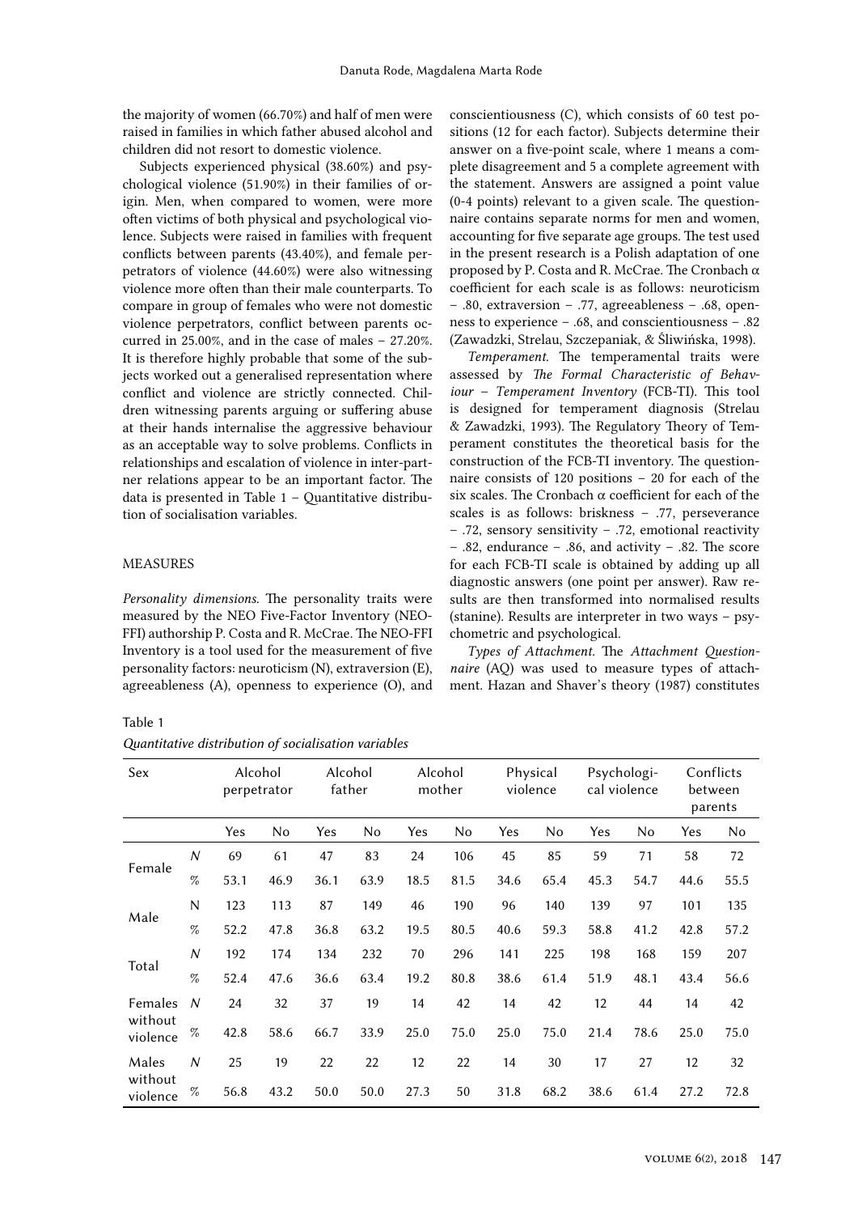the majority of women (66.70%) and half of men were raised in families in which father abused alcohol and children did not resort to domestic violence.

Subjects experienced physical (38.60%) and psychological violence (51.90%) in their families of origin. Men, when compared to women, were more often victims of both physical and psychological violence. Subjects were raised in families with frequent conflicts between parents (43.40%), and female perpetrators of violence (44.60%) were also witnessing violence more often than their male counterparts. To compare in group of females who were not domestic violence perpetrators, conflict between parents occurred in 25.00%, and in the case of males – 27.20%. It is therefore highly probable that some of the subjects worked out a generalised representation where conflict and violence are strictly connected. Children witnessing parents arguing or suffering abuse at their hands internalise the aggressive behaviour as an acceptable way to solve problems. Conflicts in relationships and escalation of violence in inter-partner relations appear to be an important factor. The data is presented in Table 1 – Quantitative distribution of socialisation variables.

## MEASURES

*Personality dimensions.* The personality traits were measured by the NEO Five-Factor Inventory (NEO-FFI) authorship P. Costa and R. McCrae. The NEO-FFI Inventory is a tool used for the measurement of five personality factors: neuroticism (N), extraversion (E), agreeableness (A), openness to experience (O), and conscientiousness (C), which consists of 60 test positions (12 for each factor). Subjects determine their answer on a five-point scale, where 1 means a complete disagreement and 5 a complete agreement with the statement. Answers are assigned a point value (0-4 points) relevant to a given scale. The questionnaire contains separate norms for men and women, accounting for five separate age groups. The test used in the present research is a Polish adaptation of one proposed by P. Costa and R. McCrae. The Cronbach α coefficient for each scale is as follows: neuroticism – .80, extraversion – .77, agreeableness – .68, openness to experience – .68, and conscientiousness – .82 (Zawadzki, Strelau, Szczepaniak, & Śliwińska, 1998).

*Temperament.* The temperamental traits were assessed by *The Formal Characteristic of Behaviour – Temperament Inventory* (FCB-TI). This tool is designed for temperament diagnosis (Strelau & Zawadzki, 1993). The Regulatory Theory of Temperament constitutes the theoretical basis for the construction of the FCB-TI inventory. The questionnaire consists of 120 positions – 20 for each of the six scales. The Cronbach α coefficient for each of the scales is as follows: briskness – .77, perseverance – .72, sensory sensitivity – .72, emotional reactivity – .82, endurance – .86, and activity – .82. The score for each FCB-TI scale is obtained by adding up all diagnostic answers (one point per answer). Raw results are then transformed into normalised results (stanine). Results are interpreter in two ways – psychometric and psychological.

*Types of Attachment.* The *Attachment Questionnaire* (AQ) was used to measure types of attachment. Hazan and Shaver's theory (1987) constitutes

Table 1

*Quantitative distribution of socialisation variables*

| Sex | | Alcohol perpetrator | | Alcohol father | | Alcohol mother | | Physical violence | | Psychological violence | | Conflicts between parents | |
|---|---|---|---|---|---|---|---|---|---|---|---|---|---|
| | | Yes | No | Yes | No | Yes | No | Yes | No | Yes | No | Yes | No |
| Female | *N* | 69 | 61 | 47 | 83 | 24 | 106 | 45 | 85 | 59 | 71 | 58 | 72 |
| | % | 53.1 | 46.9 | 36.1 | 63.9 | 18.5 | 81.5 | 34.6 | 65.4 | 45.3 | 54.7 | 44.6 | 55.5 |
| Male | N | 123 | 113 | 87 | 149 | 46 | 190 | 96 | 140 | 139 | 97 | 101 | 135 |
| | % | 52.2 | 47.8 | 36.8 | 63.2 | 19.5 | 80.5 | 40.6 | 59.3 | 58.8 | 41.2 | 42.8 | 57.2 |
| Total | *N* | 192 | 174 | 134 | 232 | 70 | 296 | 141 | 225 | 198 | 168 | 159 | 207 |
| | % | 52.4 | 47.6 | 36.6 | 63.4 | 19.2 | 80.8 | 38.6 | 61.4 | 51.9 | 48.1 | 43.4 | 56.6 |
| Females without violence | *N* | 24 | 32 | 37 | 19 | 14 | 42 | 14 | 42 | 12 | 44 | 14 | 42 |
| | % | 42.8 | 58.6 | 66.7 | 33.9 | 25.0 | 75.0 | 25.0 | 75.0 | 21.4 | 78.6 | 25.0 | 75.0 |
| Males without violence | *N* | 25 | 19 | 22 | 22 | 12 | 22 | 14 | 30 | 17 | 27 | 12 | 32 |
| | % | 56.8 | 43.2 | 50.0 | 50.0 | 27.3 | 50 | 31.8 | 68.2 | 38.6 | 61.4 | 27.2 | 72.8 |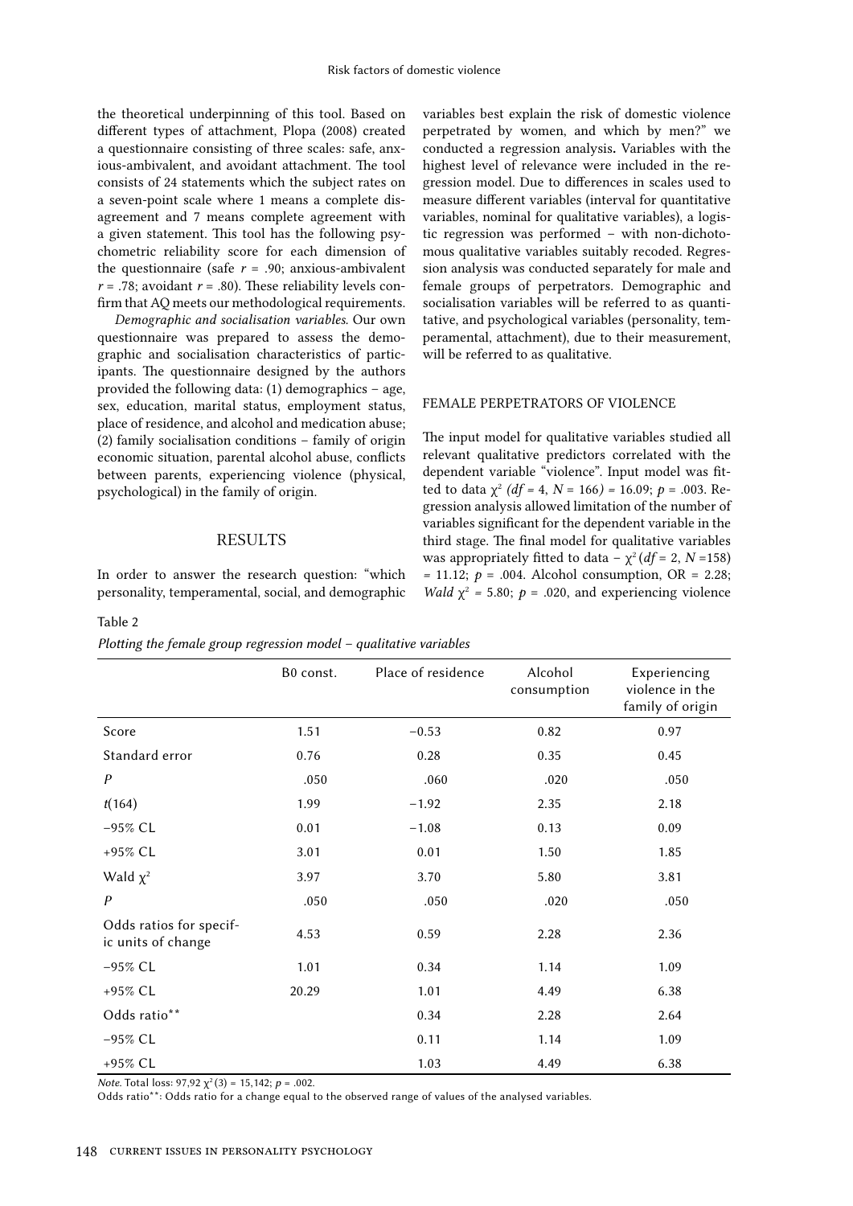the theoretical underpinning of this tool. Based on different types of attachment, Plopa (2008) created a questionnaire consisting of three scales: safe, anxious-ambivalent, and avoidant attachment. The tool consists of 24 statements which the subject rates on a seven-point scale where 1 means a complete disagreement and 7 means complete agreement with a given statement. This tool has the following psychometric reliability score for each dimension of the questionnaire (safe $r$ = .90; anxious-ambivalent $r$ = .78; avoidant $r$ = .80). These reliability levels confirm that AQ meets our methodological requirements.

*Demographic and socialisation variables.* Our own questionnaire was prepared to assess the demographic and socialisation characteristics of participants. The questionnaire designed by the authors provided the following data: (1) demographics – age, sex, education, marital status, employment status, place of residence, and alcohol and medication abuse; (2) family socialisation conditions – family of origin economic situation, parental alcohol abuse, conflicts between parents, experiencing violence (physical, psychological) in the family of origin.

## RESULTS

In order to answer the research question: "which personality, temperamental, social, and demographic variables best explain the risk of domestic violence perpetrated by women, and which by men?" we conducted a regression analysis**.** Variables with the highest level of relevance were included in the regression model. Due to differences in scales used to measure different variables (interval for quantitative variables, nominal for qualitative variables), a logistic regression was performed – with non-dichotomous qualitative variables suitably recoded. Regression analysis was conducted separately for male and female groups of perpetrators. Demographic and socialisation variables will be referred to as quantitative, and psychological variables (personality, temperamental, attachment), due to their measurement, will be referred to as qualitative.

### FEMALE PERPETRATORS OF VIOLENCE

The input model for qualitative variables studied all relevant qualitative predictors correlated with the dependent variable "violence". Input model was fitted to data $\chi^2$ $(df = 4, N = 166) = 16.09$; $p = .003$. Regression analysis allowed limitation of the number of variables significant for the dependent variable in the third stage. The final model for qualitative variables was appropriately fitted to data – $\chi^2(df = 2, N = 158) = 11.12$; $p = .004$. Alcohol consumption, OR = 2.28; *Wald* $\chi^2 = 5.80$; $p = .020$, and experiencing violence

Table 2

*Plotting the female group regression model – qualitative variables*

| | B0 const. | Place of residence | Alcohol consumption | Experiencing violence in the family of origin |
|---|---|---|---|---|
| Score | 1.51 | −0.53 | 0.82 | 0.97 |
| Standard error | 0.76 | 0.28 | 0.35 | 0.45 |
| $P$ | .050 | .060 | .020 | .050 |
| $t(164)$ | 1.99 | −1.92 | 2.35 | 2.18 |
| −95% CL | 0.01 | −1.08 | 0.13 | 0.09 |
| +95% CL | 3.01 | 0.01 | 1.50 | 1.85 |
| Wald $\chi^2$ | 3.97 | 3.70 | 5.80 | 3.81 |
| $P$ | .050 | .050 | .020 | .050 |
| Odds ratios for specific units of change | 4.53 | 0.59 | 2.28 | 2.36 |
| −95% CL | 1.01 | 0.34 | 1.14 | 1.09 |
| +95% CL | 20.29 | 1.01 | 4.49 | 6.38 |
| Odds ratio** | | 0.34 | 2.28 | 2.64 |
| −95% CL | | 0.11 | 1.14 | 1.09 |
| +95% CL | | 1.03 | 4.49 | 6.38 |

*Note.* Total loss: 97,92 $\chi^2(3)$ = 15,142; $p$ = .002.
Odds ratio**: Odds ratio for a change equal to the observed range of values of the analysed variables.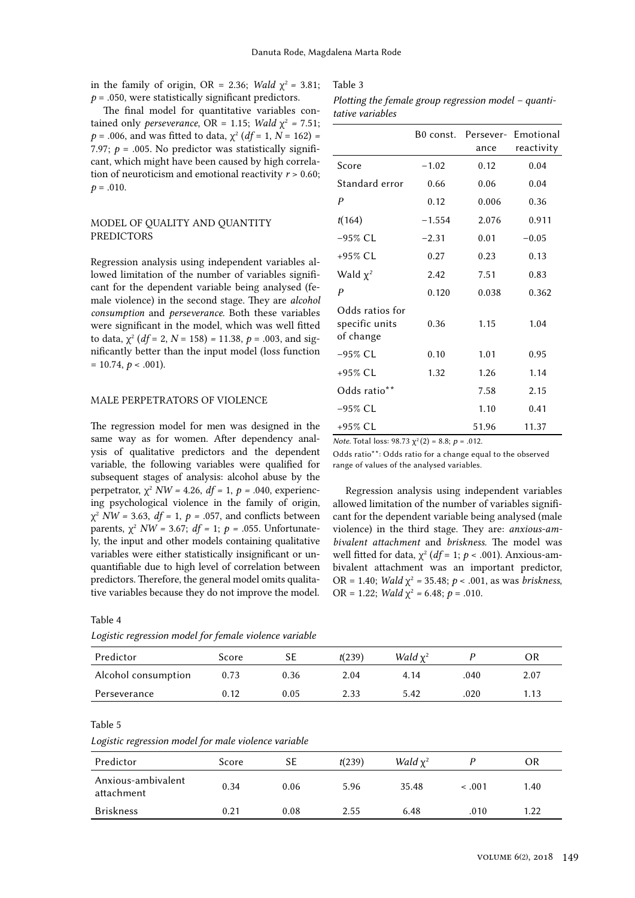in the family of origin, OR = 2.36; *Wald* $\chi^2$ = 3.81; $p$ = .050, were statistically significant predictors.

The final model for quantitative variables contained only *perseverance*, OR = 1.15; *Wald* $\chi^2$ = 7.51; $p$ = .006, and was fitted to data, $\chi^2$ ($df$ = 1, $N$ = 162) = 7.97; $p$ = .005. No predictor was statistically significant, which might have been caused by high correlation of neuroticism and emotional reactivity $r$ > 0.60; $p$ = .010.

## MODEL OF QUALITY AND QUANTITY PREDICTORS

Regression analysis using independent variables allowed limitation of the number of variables significant for the dependent variable being analysed (female violence) in the second stage. They are *alcohol consumption* and *perseverance*. Both these variables were significant in the model, which was well fitted to data, $\chi^2$ ($df$ = 2, $N$ = 158) = 11.38, $p$ = .003, and significantly better than the input model (loss function = 10.74, $p$ < .001).

## MALE PERPETRATORS OF VIOLENCE

The regression model for men was designed in the same way as for women. After dependency analysis of qualitative predictors and the dependent variable, the following variables were qualified for subsequent stages of analysis: alcohol abuse by the perpetrator, $\chi^2$ *NW* = 4.26, $df$ = 1, $p$ = .040, experiencing psychological violence in the family of origin, $\chi^2$ *NW* = 3.63, $df$ = 1, $p$ = .057, and conflicts between parents, $\chi^2$ *NW* = 3.67; $df$ = 1; $p$ = .055. Unfortunately, the input and other models containing qualitative variables were either statistically insignificant or unquantifiable due to high level of correlation between predictors. Therefore, the general model omits qualitative variables because they do not improve the model.

Table 3

*Plotting the female group regression model – quantitative variables*

| | B0 const. | Perseverance | Emotional reactivity |
|---|---|---|---|
| Score | −1.02 | 0.12 | 0.04 |
| Standard error | 0.66 | 0.06 | 0.04 |
| $P$ | 0.12 | 0.006 | 0.36 |
| $t$(164) | −1.554 | 2.076 | 0.911 |
| −95% CL | −2.31 | 0.01 | −0.05 |
| +95% CL | 0.27 | 0.23 | 0.13 |
| Wald $\chi^2$ | 2.42 | 7.51 | 0.83 |
| $P$ | 0.120 | 0.038 | 0.362 |
| Odds ratios for specific units of change | 0.36 | 1.15 | 1.04 |
| −95% CL | 0.10 | 1.01 | 0.95 |
| +95% CL | 1.32 | 1.26 | 1.14 |
| Odds ratio** | | 7.58 | 2.15 |
| −95% CL | | 1.10 | 0.41 |
| +95% CL | | 51.96 | 11.37 |

*Note.* Total loss: 98.73 $\chi^2$(2) = 8.8; $p$ = .012.

Odds ratio**: Odds ratio for a change equal to the observed range of values of the analysed variables.

Regression analysis using independent variables allowed limitation of the number of variables significant for the dependent variable being analysed (male violence) in the third stage. They are: *anxious-ambivalent attachment* and *briskness*. The model was well fitted for data, $\chi^2$ ($df$ = 1; $p$ < .001). Anxious-ambivalent attachment was an important predictor, OR = 1.40; *Wald* $\chi^2$ = 35.48; $p$ < .001, as was *briskness*, OR = 1.22; *Wald* $\chi^2$ = 6.48; $p$ = .010.

Table 4

*Logistic regression model for female violence variable*

| Predictor | Score | SE | $t$(239) | *Wald* $\chi^2$ | $P$ | OR |
|---|---|---|---|---|---|---|
| Alcohol consumption | 0.73 | 0.36 | 2.04 | 4.14 | .040 | 2.07 |
| Perseverance | 0.12 | 0.05 | 2.33 | 5.42 | .020 | 1.13 |

Table 5

*Logistic regression model for male violence variable*

| Predictor | Score | SE | $t$(239) | *Wald* $\chi^2$ | $P$ | OR |
|---|---|---|---|---|---|---|
| Anxious-ambivalent attachment | 0.34 | 0.06 | 5.96 | 35.48 | < .001 | 1.40 |
| Briskness | 0.21 | 0.08 | 2.55 | 6.48 | .010 | 1.22 |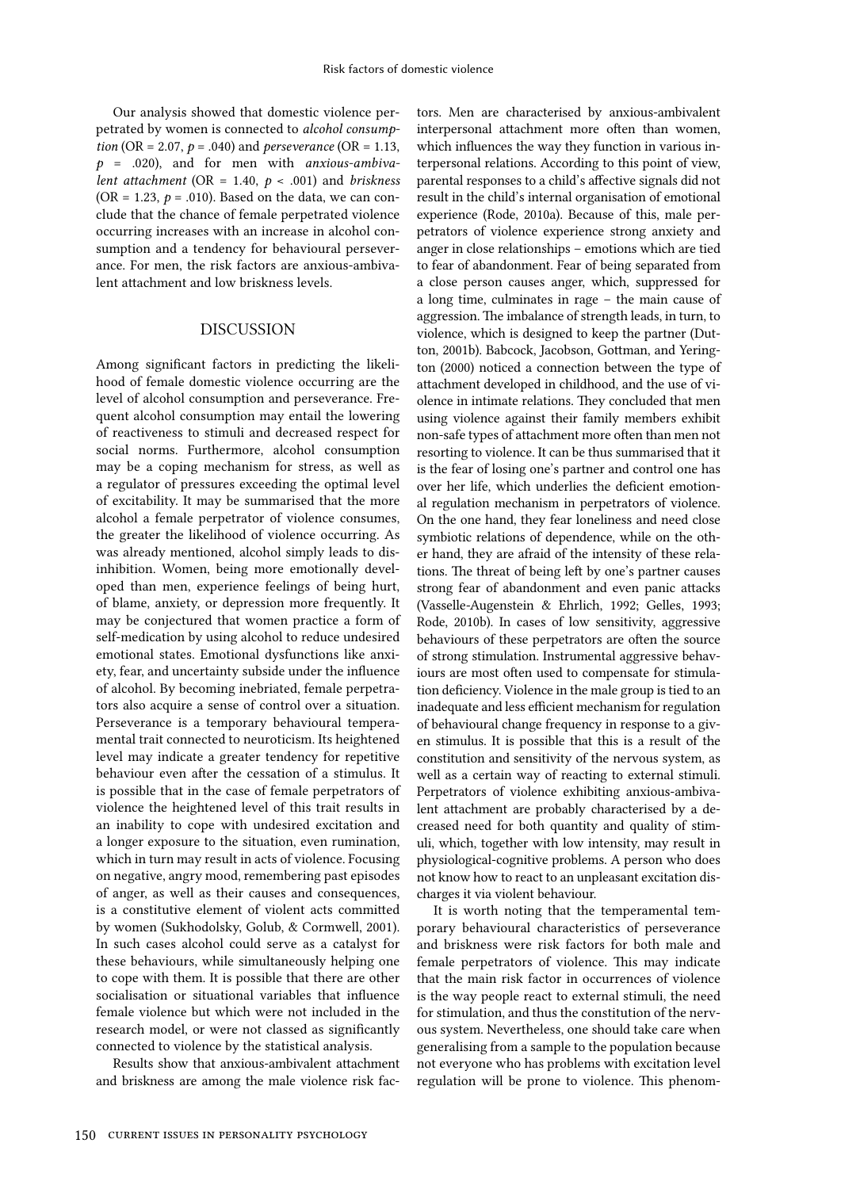Our analysis showed that domestic violence perpetrated by women is connected to *alcohol consumption* (OR = 2.07, $p = .040$) and *perseverance* (OR = 1.13, $p = .020$), and for men with *anxious-ambivalent attachment* (OR = 1.40, $p < .001$) and *briskness* (OR = 1.23, $p = .010$). Based on the data, we can conclude that the chance of female perpetrated violence occurring increases with an increase in alcohol consumption and a tendency for behavioural perseverance. For men, the risk factors are anxious-ambivalent attachment and low briskness levels.

## DISCUSSION

Among significant factors in predicting the likelihood of female domestic violence occurring are the level of alcohol consumption and perseverance. Frequent alcohol consumption may entail the lowering of reactiveness to stimuli and decreased respect for social norms. Furthermore, alcohol consumption may be a coping mechanism for stress, as well as a regulator of pressures exceeding the optimal level of excitability. It may be summarised that the more alcohol a female perpetrator of violence consumes, the greater the likelihood of violence occurring. As was already mentioned, alcohol simply leads to disinhibition. Women, being more emotionally developed than men, experience feelings of being hurt, of blame, anxiety, or depression more frequently. It may be conjectured that women practice a form of self-medication by using alcohol to reduce undesired emotional states. Emotional dysfunctions like anxiety, fear, and uncertainty subside under the influence of alcohol. By becoming inebriated, female perpetrators also acquire a sense of control over a situation. Perseverance is a temporary behavioural temperamental trait connected to neuroticism. Its heightened level may indicate a greater tendency for repetitive behaviour even after the cessation of a stimulus. It is possible that in the case of female perpetrators of violence the heightened level of this trait results in an inability to cope with undesired excitation and a longer exposure to the situation, even rumination, which in turn may result in acts of violence. Focusing on negative, angry mood, remembering past episodes of anger, as well as their causes and consequences, is a constitutive element of violent acts committed by women (Sukhodolsky, Golub, & Cormwell, 2001). In such cases alcohol could serve as a catalyst for these behaviours, while simultaneously helping one to cope with them. It is possible that there are other socialisation or situational variables that influence female violence but which were not included in the research model, or were not classed as significantly connected to violence by the statistical analysis.

Results show that anxious-ambivalent attachment and briskness are among the male violence risk factors. Men are characterised by anxious-ambivalent interpersonal attachment more often than women, which influences the way they function in various interpersonal relations. According to this point of view, parental responses to a child's affective signals did not result in the child's internal organisation of emotional experience (Rode, 2010a). Because of this, male perpetrators of violence experience strong anxiety and anger in close relationships – emotions which are tied to fear of abandonment. Fear of being separated from a close person causes anger, which, suppressed for a long time, culminates in rage – the main cause of aggression. The imbalance of strength leads, in turn, to violence, which is designed to keep the partner (Dutton, 2001b). Babcock, Jacobson, Gottman, and Yerington (2000) noticed a connection between the type of attachment developed in childhood, and the use of violence in intimate relations. They concluded that men using violence against their family members exhibit non-safe types of attachment more often than men not resorting to violence. It can be thus summarised that it is the fear of losing one's partner and control one has over her life, which underlies the deficient emotional regulation mechanism in perpetrators of violence. On the one hand, they fear loneliness and need close symbiotic relations of dependence, while on the other hand, they are afraid of the intensity of these relations. The threat of being left by one's partner causes strong fear of abandonment and even panic attacks (Vasselle-Augenstein & Ehrlich, 1992; Gelles, 1993; Rode, 2010b). In cases of low sensitivity, aggressive behaviours of these perpetrators are often the source of strong stimulation. Instrumental aggressive behaviours are most often used to compensate for stimulation deficiency. Violence in the male group is tied to an inadequate and less efficient mechanism for regulation of behavioural change frequency in response to a given stimulus. It is possible that this is a result of the constitution and sensitivity of the nervous system, as well as a certain way of reacting to external stimuli. Perpetrators of violence exhibiting anxious-ambivalent attachment are probably characterised by a decreased need for both quantity and quality of stimuli, which, together with low intensity, may result in physiological-cognitive problems. A person who does not know how to react to an unpleasant excitation discharges it via violent behaviour.

It is worth noting that the temperamental temporary behavioural characteristics of perseverance and briskness were risk factors for both male and female perpetrators of violence. This may indicate that the main risk factor in occurrences of violence is the way people react to external stimuli, the need for stimulation, and thus the constitution of the nervous system. Nevertheless, one should take care when generalising from a sample to the population because not everyone who has problems with excitation level regulation will be prone to violence. This phenom-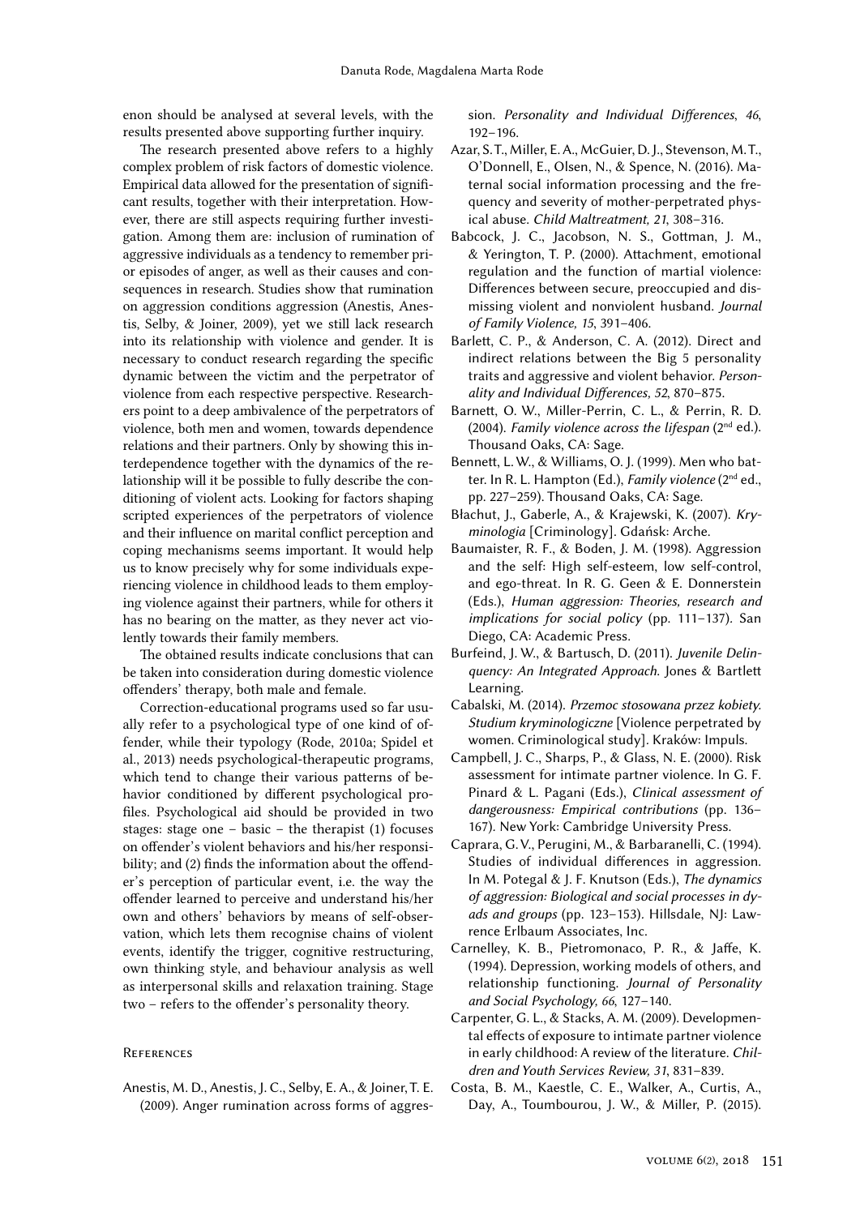enon should be analysed at several levels, with the results presented above supporting further inquiry.

The research presented above refers to a highly complex problem of risk factors of domestic violence. Empirical data allowed for the presentation of significant results, together with their interpretation. However, there are still aspects requiring further investigation. Among them are: inclusion of rumination of aggressive individuals as a tendency to remember prior episodes of anger, as well as their causes and consequences in research. Studies show that rumination on aggression conditions aggression (Anestis, Anestis, Selby, & Joiner, 2009), yet we still lack research into its relationship with violence and gender. It is necessary to conduct research regarding the specific dynamic between the victim and the perpetrator of violence from each respective perspective. Researchers point to a deep ambivalence of the perpetrators of violence, both men and women, towards dependence relations and their partners. Only by showing this interdependence together with the dynamics of the relationship will it be possible to fully describe the conditioning of violent acts. Looking for factors shaping scripted experiences of the perpetrators of violence and their influence on marital conflict perception and coping mechanisms seems important. It would help us to know precisely why for some individuals experiencing violence in childhood leads to them employing violence against their partners, while for others it has no bearing on the matter, as they never act violently towards their family members.

The obtained results indicate conclusions that can be taken into consideration during domestic violence offenders' therapy, both male and female.

Correction-educational programs used so far usually refer to a psychological type of one kind of offender, while their typology (Rode, 2010a; Spidel et al., 2013) needs psychological-therapeutic programs, which tend to change their various patterns of behavior conditioned by different psychological profiles. Psychological aid should be provided in two stages: stage one – basic – the therapist (1) focuses on offender's violent behaviors and his/her responsibility; and (2) finds the information about the offender's perception of particular event, i.e. the way the offender learned to perceive and understand his/her own and others' behaviors by means of self-observation, which lets them recognise chains of violent events, identify the trigger, cognitive restructuring, own thinking style, and behaviour analysis as well as interpersonal skills and relaxation training. Stage two – refers to the offender's personality theory.

## References

Anestis, M. D., Anestis, J. C., Selby, E. A., & Joiner, T. E. (2009). Anger rumination across forms of aggression. *Personality and Individual Differences*, *46*, 192–196.

Azar, S. T., Miller, E. A., McGuier, D. J., Stevenson, M. T., O'Donnell, E., Olsen, N., & Spence, N. (2016). Maternal social information processing and the frequency and severity of mother-perpetrated physical abuse. *Child Maltreatment, 21*, 308–316.

Babcock, J. C., Jacobson, N. S., Gottman, J. M., & Yerington, T. P. (2000). Attachment, emotional regulation and the function of martial violence: Differences between secure, preoccupied and dismissing violent and nonviolent husband. *Journal of Family Violence, 15*, 391–406.

Barlett, C. P., & Anderson, C. A. (2012). Direct and indirect relations between the Big 5 personality traits and aggressive and violent behavior. *Personality and Individual Differences, 52*, 870–875.

Barnett, O. W., Miller-Perrin, C. L., & Perrin, R. D. (2004). *Family violence across the lifespan* (2nd ed.). Thousand Oaks, CA: Sage.

Bennett, L. W., & Williams, O. J. (1999). Men who batter. In R. L. Hampton (Ed.), *Family violence* (2nd ed., pp. 227–259). Thousand Oaks, CA: Sage.

Błachut, J., Gaberle, A., & Krajewski, K. (2007). *Kryminologia* [Criminology]. Gdańsk: Arche.

Baumaister, R. F., & Boden, J. M. (1998). Aggression and the self: High self-esteem, low self-control, and ego-threat. In R. G. Geen & E. Donnerstein (Eds.), *Human aggression: Theories, research and implications for social policy* (pp. 111–137). San Diego, CA: Academic Press.

Burfeind, J. W., & Bartusch, D. (2011). *Juvenile Delinquency: An Integrated Approach.* Jones & Bartlett Learning.

Cabalski, M. (2014). *Przemoc stosowana przez kobiety. Studium kryminologiczne* [Violence perpetrated by women. Criminological study]. Kraków: Impuls.

Campbell, J. C., Sharps, P., & Glass, N. E. (2000). Risk assessment for intimate partner violence. In G. F. Pinard & L. Pagani (Eds.), *Clinical assessment of dangerousness: Empirical contributions* (pp. 136–167). New York: Cambridge University Press.

Caprara, G. V., Perugini, M., & Barbaranelli, C. (1994). Studies of individual differences in aggression. In M. Potegal & J. F. Knutson (Eds.), *The dynamics of aggression: Biological and social processes in dyads and groups* (pp. 123–153). Hillsdale, NJ: Lawrence Erlbaum Associates, Inc.

Carnelley, K. B., Pietromonaco, P. R., & Jaffe, K. (1994). Depression, working models of others, and relationship functioning. *Journal of Personality and Social Psychology, 66*, 127–140.

Carpenter, G. L., & Stacks, A. M. (2009). Developmental effects of exposure to intimate partner violence in early childhood: A review of the literature. *Children and Youth Services Review, 31*, 831–839.

Costa, B. M., Kaestle, C. E., Walker, A., Curtis, A., Day, A., Toumbourou, J. W., & Miller, P. (2015).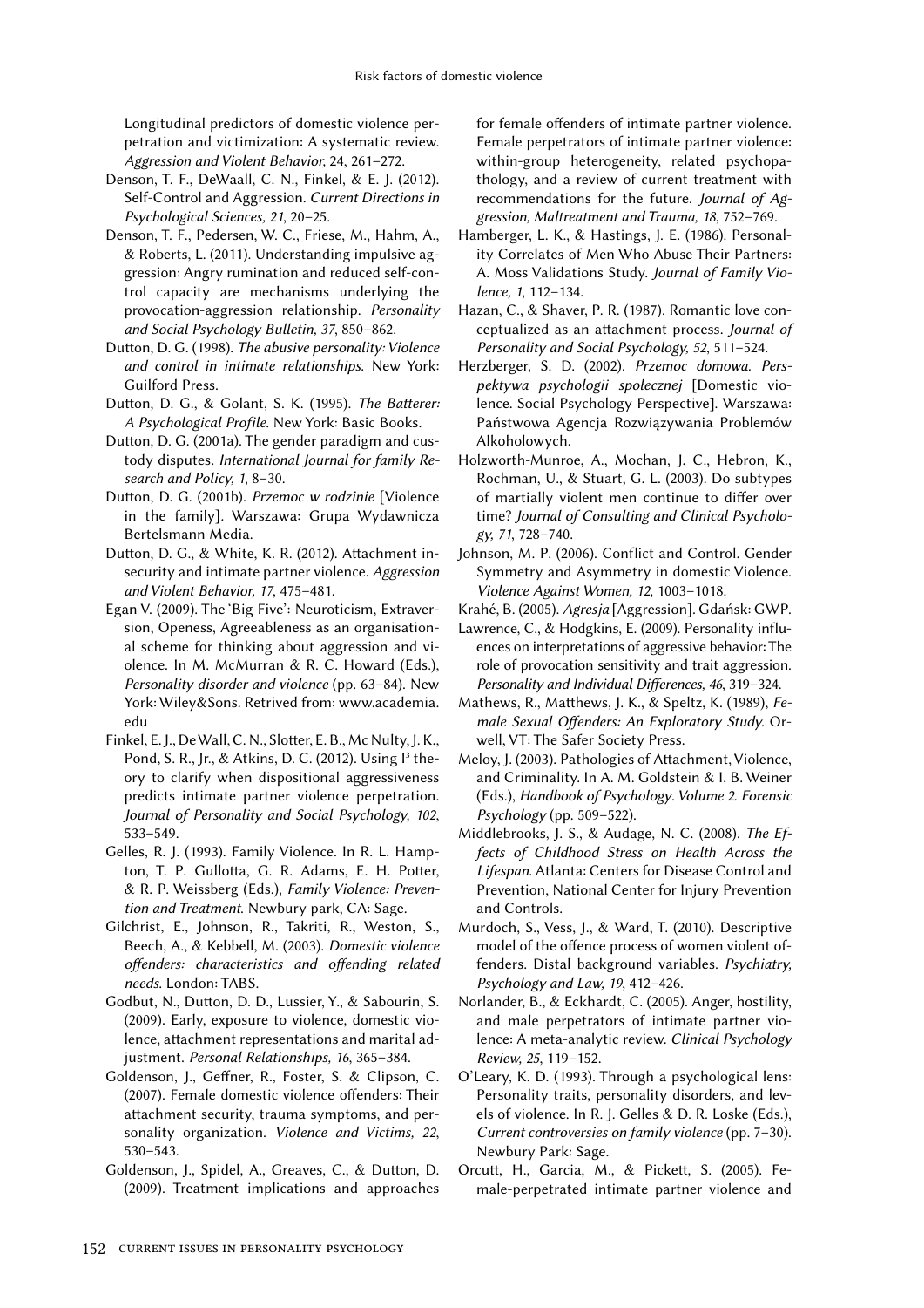Longitudinal predictors of domestic violence perpetration and victimization: A systematic review. *Aggression and Violent Behavior, 24*, 261–272.

Denson, T. F., DeWaall, C. N., Finkel, & E. J. (2012). Self-Control and Aggression. *Current Directions in Psychological Sciences, 21*, 20–25.

Denson, T. F., Pedersen, W. C., Friese, M., Hahm, A., & Roberts, L. (2011). Understanding impulsive aggression: Angry rumination and reduced self-control capacity are mechanisms underlying the provocation-aggression relationship. *Personality and Social Psychology Bulletin, 37*, 850–862.

Dutton, D. G. (1998). *The abusive personality: Violence and control in intimate relationships.* New York: Guilford Press.

Dutton, D. G., & Golant, S. K. (1995). *The Batterer: A Psychological Profile.* New York: Basic Books.

Dutton, D. G. (2001a). The gender paradigm and custody disputes. *International Journal for family Research and Policy, 1*, 8–30.

Dutton, D. G. (2001b). *Przemoc w rodzinie* [Violence in the family]. Warszawa: Grupa Wydawnicza Bertelsmann Media.

Dutton, D. G., & White, K. R. (2012). Attachment insecurity and intimate partner violence. *Aggression and Violent Behavior, 17*, 475–481.

Egan V. (2009). The 'Big Five': Neuroticism, Extraversion, Openess, Agreeableness as an organisational scheme for thinking about aggression and violence. In M. McMurran & R. C. Howard (Eds.), *Personality disorder and violence* (pp. 63–84). New York: Wiley&Sons. Retrived from: www.academia.edu

Finkel, E. J., DeWall, C. N., Slotter, E. B., Mc Nulty, J. K., Pond, S. R., Jr., & Atkins, D. C. (2012). Using I[3] theory to clarify when dispositional aggressiveness predicts intimate partner violence perpetration. *Journal of Personality and Social Psychology, 102*, 533–549.

Gelles, R. J. (1993). Family Violence. In R. L. Hampton, T. P. Gullotta, G. R. Adams, E. H. Potter, & R. P. Weissberg (Eds.), *Family Violence: Prevention and Treatment.* Newbury park, CA: Sage.

Gilchrist, E., Johnson, R., Takriti, R., Weston, S., Beech, A., & Kebbell, M. (2003). *Domestic violence offenders: characteristics and offending related needs.* London: TABS.

Godbut, N., Dutton, D. D., Lussier, Y., & Sabourin, S. (2009). Early, exposure to violence, domestic violence, attachment representations and marital adjustment. *Personal Relationships, 16*, 365–384.

Goldenson, J., Geffner, R., Foster, S. & Clipson, C. (2007). Female domestic violence offenders: Their attachment security, trauma symptoms, and personality organization. *Violence and Victims, 22*, 530–543.

Goldenson, J., Spidel, A., Greaves, C., & Dutton, D. (2009). Treatment implications and approaches for female offenders of intimate partner violence. Female perpetrators of intimate partner violence: within-group heterogeneity, related psychopathology, and a review of current treatment with recommendations for the future. *Journal of Aggression, Maltreatment and Trauma, 18*, 752–769.

Hamberger, L. K., & Hastings, J. E. (1986). Personality Correlates of Men Who Abuse Their Partners: A. Moss Validations Study. *Journal of Family Violence, 1*, 112–134.

Hazan, C., & Shaver, P. R. (1987). Romantic love conceptualized as an attachment process. *Journal of Personality and Social Psychology, 52*, 511–524.

Herzberger, S. D. (2002). *Przemoc domowa. Perspektywa psychologii społecznej* [Domestic violence. Social Psychology Perspective]. Warszawa: Państwowa Agencja Rozwiązywania Problemów Alkoholowych.

Holzworth-Munroe, A., Mochan, J. C., Hebron, K., Rochman, U., & Stuart, G. L. (2003). Do subtypes of martially violent men continue to differ over time? *Journal of Consulting and Clinical Psychology, 71*, 728–740.

Johnson, M. P. (2006). Conflict and Control. Gender Symmetry and Asymmetry in domestic Violence. *Violence Against Women, 12*, 1003–1018.

Krahé, B. (2005). *Agresja* [Aggression]. Gdańsk: GWP.

Lawrence, C., & Hodgkins, E. (2009). Personality influences on interpretations of aggressive behavior: The role of provocation sensitivity and trait aggression. *Personality and Individual Differences, 46*, 319–324.

Mathews, R., Matthews, J. K., & Speltz, K. (1989), *Female Sexual Offenders: An Exploratory Study.* Orwell, VT: The Safer Society Press.

Meloy, J. (2003). Pathologies of Attachment, Violence, and Criminality. In A. M. Goldstein & I. B. Weiner (Eds.), *Handbook of Psychology. Volume 2. Forensic Psychology* (pp. 509–522).

Middlebrooks, J. S., & Audage, N. C. (2008). *The Effects of Childhood Stress on Health Across the Lifespan.* Atlanta: Centers for Disease Control and Prevention, National Center for Injury Prevention and Controls.

Murdoch, S., Vess, J., & Ward, T. (2010). Descriptive model of the offence process of women violent offenders. Distal background variables. *Psychiatry, Psychology and Law, 19*, 412–426.

Norlander, B., & Eckhardt, C. (2005). Anger, hostility, and male perpetrators of intimate partner violence: A meta-analytic review. *Clinical Psychology Review, 25*, 119–152.

O'Leary, K. D. (1993). Through a psychological lens: Personality traits, personality disorders, and levels of violence. In R. J. Gelles & D. R. Loske (Eds.), *Current controversies on family violence* (pp. 7–30). Newbury Park: Sage.

Orcutt, H., Garcia, M., & Pickett, S. (2005). Female-perpetrated intimate partner violence and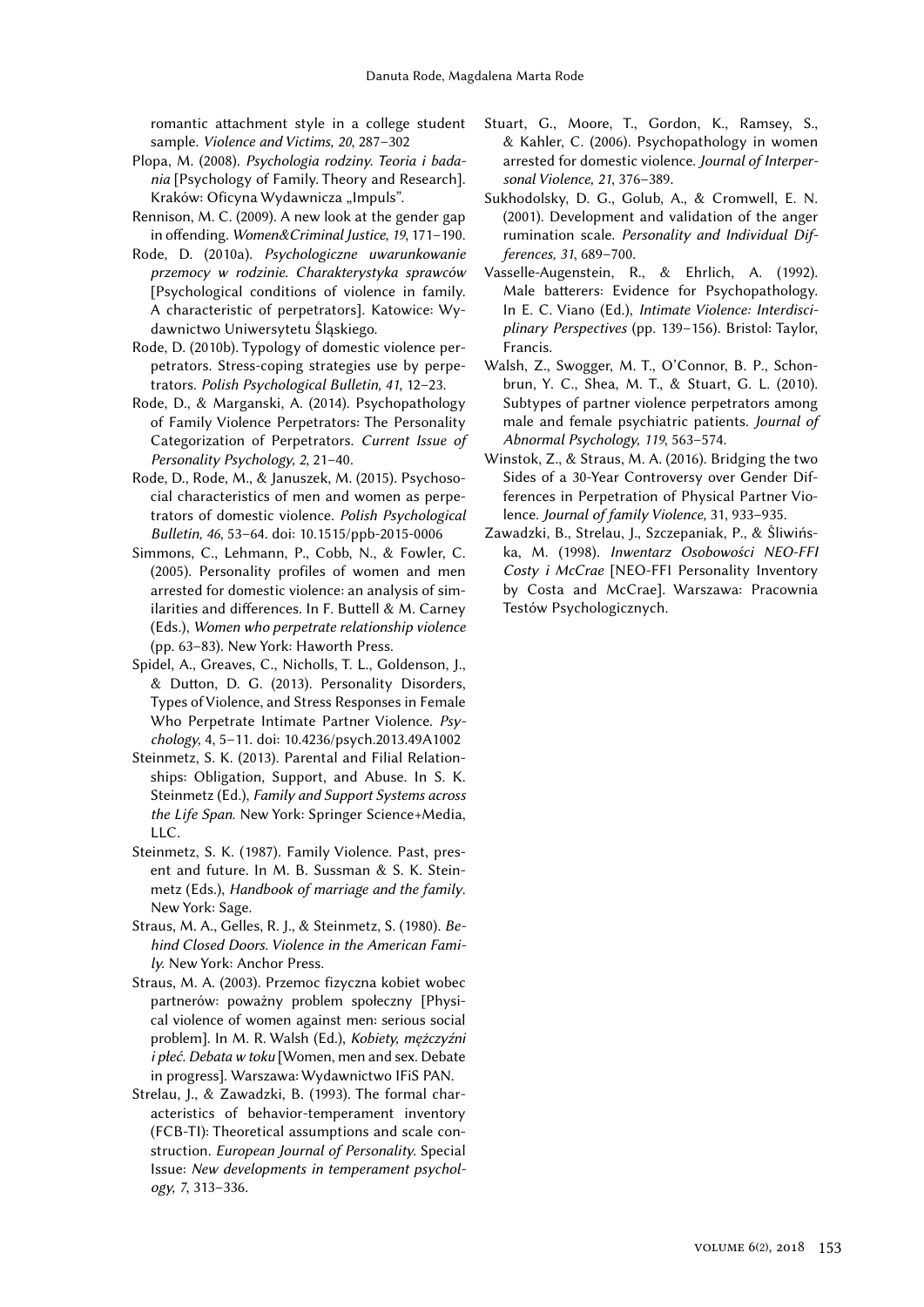romantic attachment style in a college student sample. *Violence and Victims, 20*, 287–302

Plopa, M. (2008). *Psychologia rodziny. Teoria i badania* [Psychology of Family. Theory and Research]. Kraków: Oficyna Wydawnicza „Impuls".

Rennison, M. C. (2009). A new look at the gender gap in offending. *Women&Criminal Justice, 19*, 171–190.

Rode, D. (2010a). *Psychologiczne uwarunkowanie przemocy w rodzinie. Charakterystyka sprawców* [Psychological conditions of violence in family. A characteristic of perpetrators]. Katowice: Wydawnictwo Uniwersytetu Śląskiego.

Rode, D. (2010b). Typology of domestic violence perpetrators. Stress-coping strategies use by perpetrators. *Polish Psychological Bulletin, 41*, 12–23.

Rode, D., & Marganski, A. (2014). Psychopathology of Family Violence Perpetrators: The Personality Categorization of Perpetrators. *Current Issue of Personality Psychology, 2*, 21–40.

Rode, D., Rode, M., & Januszek, M. (2015). Psychosocial characteristics of men and women as perpetrators of domestic violence. *Polish Psychological Bulletin, 46*, 53–64. doi: 10.1515/ppb-2015-0006

Simmons, C., Lehmann, P., Cobb, N., & Fowler, C. (2005). Personality profiles of women and men arrested for domestic violence: an analysis of similarities and differences. In F. Buttell & M. Carney (Eds.), *Women who perpetrate relationship violence* (pp. 63–83). New York: Haworth Press.

Spidel, A., Greaves, C., Nicholls, T. L., Goldenson, J., & Dutton, D. G. (2013). Personality Disorders, Types of Violence, and Stress Responses in Female Who Perpetrate Intimate Partner Violence. *Psychology,* 4, 5–11. doi: 10.4236/psych.2013.49A1002

Steinmetz, S. K. (2013). Parental and Filial Relationships: Obligation, Support, and Abuse. In S. K. Steinmetz (Ed.), *Family and Support Systems across the Life Span.* New York: Springer Science+Media, LLC.

Steinmetz, S. K. (1987). Family Violence. Past, present and future. In M. B. Sussman & S. K. Steinmetz (Eds.), *Handbook of marriage and the family*. New York: Sage.

Straus, M. A., Gelles, R. J., & Steinmetz, S. (1980). *Behind Closed Doors. Violence in the American Family.* New York: Anchor Press.

Straus, M. A. (2003). Przemoc fizyczna kobiet wobec partnerów: poważny problem społeczny [Physical violence of women against men: serious social problem]. In M. R. Walsh (Ed.), *Kobiety, mężczyźni i płeć. Debata w toku* [Women, men and sex. Debate in progress]. Warszawa: Wydawnictwo IFiS PAN.

Strelau, J., & Zawadzki, B. (1993). The formal characteristics of behavior-temperament inventory (FCB-TI): Theoretical assumptions and scale construction. *European Journal of Personality.* Special Issue: *New developments in temperament psychology, 7*, 313–336.

Stuart, G., Moore, T., Gordon, K., Ramsey, S., & Kahler, C. (2006). Psychopathology in women arrested for domestic violence. *Journal of Interpersonal Violence, 21*, 376–389.

Sukhodolsky, D. G., Golub, A., & Cromwell, E. N. (2001). Development and validation of the anger rumination scale. *Personality and Individual Differences, 31*, 689–700.

Vasselle-Augenstein, R., & Ehrlich, A. (1992). Male batterers: Evidence for Psychopathology. In E. C. Viano (Ed.), *Intimate Violence: Interdisciplinary Perspectives* (pp. 139–156). Bristol: Taylor, Francis.

Walsh, Z., Swogger, M. T., O'Connor, B. P., Schonbrun, Y. C., Shea, M. T., & Stuart, G. L. (2010). Subtypes of partner violence perpetrators among male and female psychiatric patients. *Journal of Abnormal Psychology, 119*, 563–574.

Winstok, Z., & Straus, M. A. (2016). Bridging the two Sides of a 30-Year Controversy over Gender Differences in Perpetration of Physical Partner Violence. *Journal of family Violence,* 31, 933–935.

Zawadzki, B., Strelau, J., Szczepaniak, P., & Śliwińska, M. (1998). *Inwentarz Osobowości NEO-FFI Costy i McCrae* [NEO-FFI Personality Inventory by Costa and McCrae]. Warszawa: Pracownia Testów Psychologicznych.